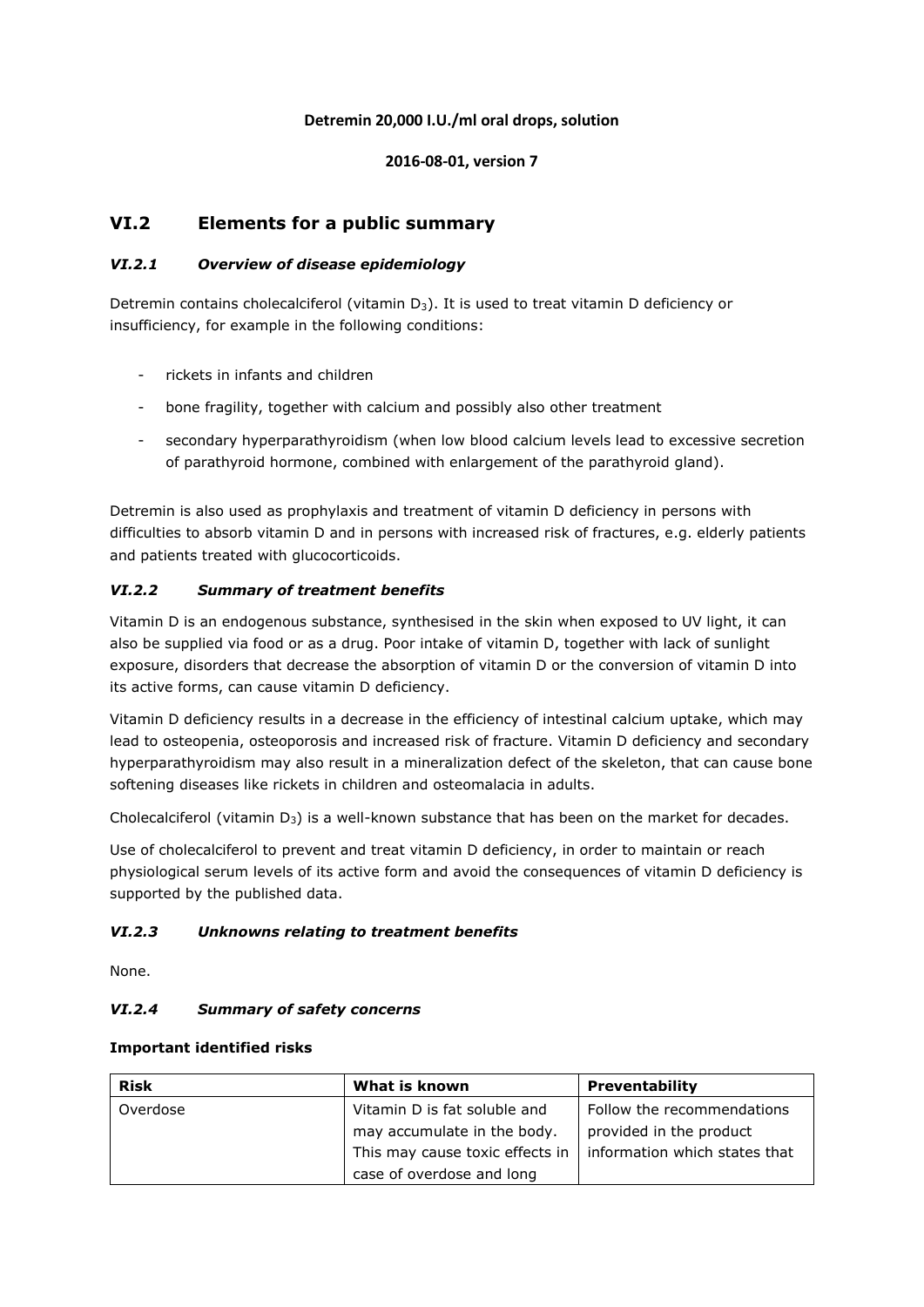**Detremin 20,000 I.U./ml oral drops, solution**

**2016-08-01, version 7**

## VI.2 Elements for a public summary

### *VI.2.1 Overview of disease epidemiology*

Detremin contains cholecalciferol (vitamin $D_3$). It is used to treat vitamin D deficiency or insufficiency, for example in the following conditions:

- rickets in infants and children
- bone fragility, together with calcium and possibly also other treatment
- secondary hyperparathyroidism (when low blood calcium levels lead to excessive secretion of parathyroid hormone, combined with enlargement of the parathyroid gland).

Detremin is also used as prophylaxis and treatment of vitamin D deficiency in persons with difficulties to absorb vitamin D and in persons with increased risk of fractures, e.g. elderly patients and patients treated with glucocorticoids.

### *VI.2.2 Summary of treatment benefits*

Vitamin D is an endogenous substance, synthesised in the skin when exposed to UV light, it can also be supplied via food or as a drug. Poor intake of vitamin D, together with lack of sunlight exposure, disorders that decrease the absorption of vitamin D or the conversion of vitamin D into its active forms, can cause vitamin D deficiency.

Vitamin D deficiency results in a decrease in the efficiency of intestinal calcium uptake, which may lead to osteopenia, osteoporosis and increased risk of fracture. Vitamin D deficiency and secondary hyperparathyroidism may also result in a mineralization defect of the skeleton, that can cause bone softening diseases like rickets in children and osteomalacia in adults.

Cholecalciferol (vitamin $D_3$) is a well-known substance that has been on the market for decades.

Use of cholecalciferol to prevent and treat vitamin D deficiency, in order to maintain or reach physiological serum levels of its active form and avoid the consequences of vitamin D deficiency is supported by the published data.

### *VI.2.3 Unknowns relating to treatment benefits*

None.

### *VI.2.4 Summary of safety concerns*

**Important identified risks**

| Risk | What is known | Preventability |
|---|---|---|
| Overdose | Vitamin D is fat soluble and may accumulate in the body. This may cause toxic effects in case of overdose and long | Follow the recommendations provided in the product information which states that |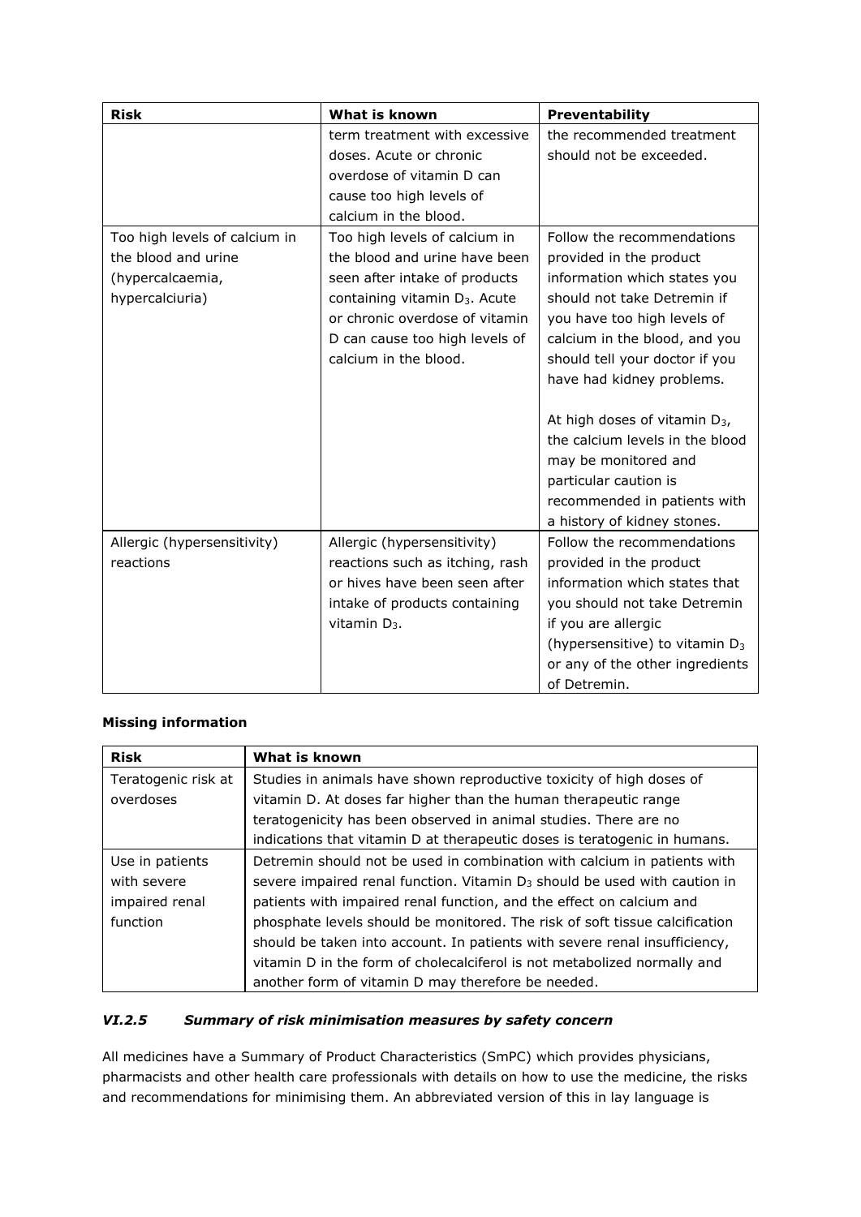| Risk | What is known | Preventability |
|---|---|---|
| | term treatment with excessive doses. Acute or chronic overdose of vitamin D can cause too high levels of calcium in the blood. | the recommended treatment should not be exceeded. |
| Too high levels of calcium in the blood and urine (hypercalcaemia, hypercalciuria) | Too high levels of calcium in the blood and urine have been seen after intake of products containing vitamin $D_3$. Acute or chronic overdose of vitamin D can cause too high levels of calcium in the blood. | Follow the recommendations provided in the product information which states you should not take Detremin if you have too high levels of calcium in the blood, and you should tell your doctor if you have had kidney problems.<br><br>At high doses of vitamin $D_3$, the calcium levels in the blood may be monitored and particular caution is recommended in patients with a history of kidney stones. |
| Allergic (hypersensitivity) reactions | Allergic (hypersensitivity) reactions such as itching, rash or hives have been seen after intake of products containing vitamin $D_3$. | Follow the recommendations provided in the product information which states that you should not take Detremin if you are allergic (hypersensitive) to vitamin $D_3$ or any of the other ingredients of Detremin. |

**Missing information**

| Risk | What is known |
|---|---|
| Teratogenic risk at overdoses | Studies in animals have shown reproductive toxicity of high doses of vitamin D. At doses far higher than the human therapeutic range teratogenicity has been observed in animal studies. There are no indications that vitamin D at therapeutic doses is teratogenic in humans. |
| Use in patients with severe impaired renal function | Detremin should not be used in combination with calcium in patients with severe impaired renal function. Vitamin $D_3$ should be used with caution in patients with impaired renal function, and the effect on calcium and phosphate levels should be monitored. The risk of soft tissue calcification should be taken into account. In patients with severe renal insufficiency, vitamin D in the form of cholecalciferol is not metabolized normally and another form of vitamin D may therefore be needed. |

### *VI.2.5 Summary of risk minimisation measures by safety concern*

All medicines have a Summary of Product Characteristics (SmPC) which provides physicians, pharmacists and other health care professionals with details on how to use the medicine, the risks and recommendations for minimising them. An abbreviated version of this in lay language is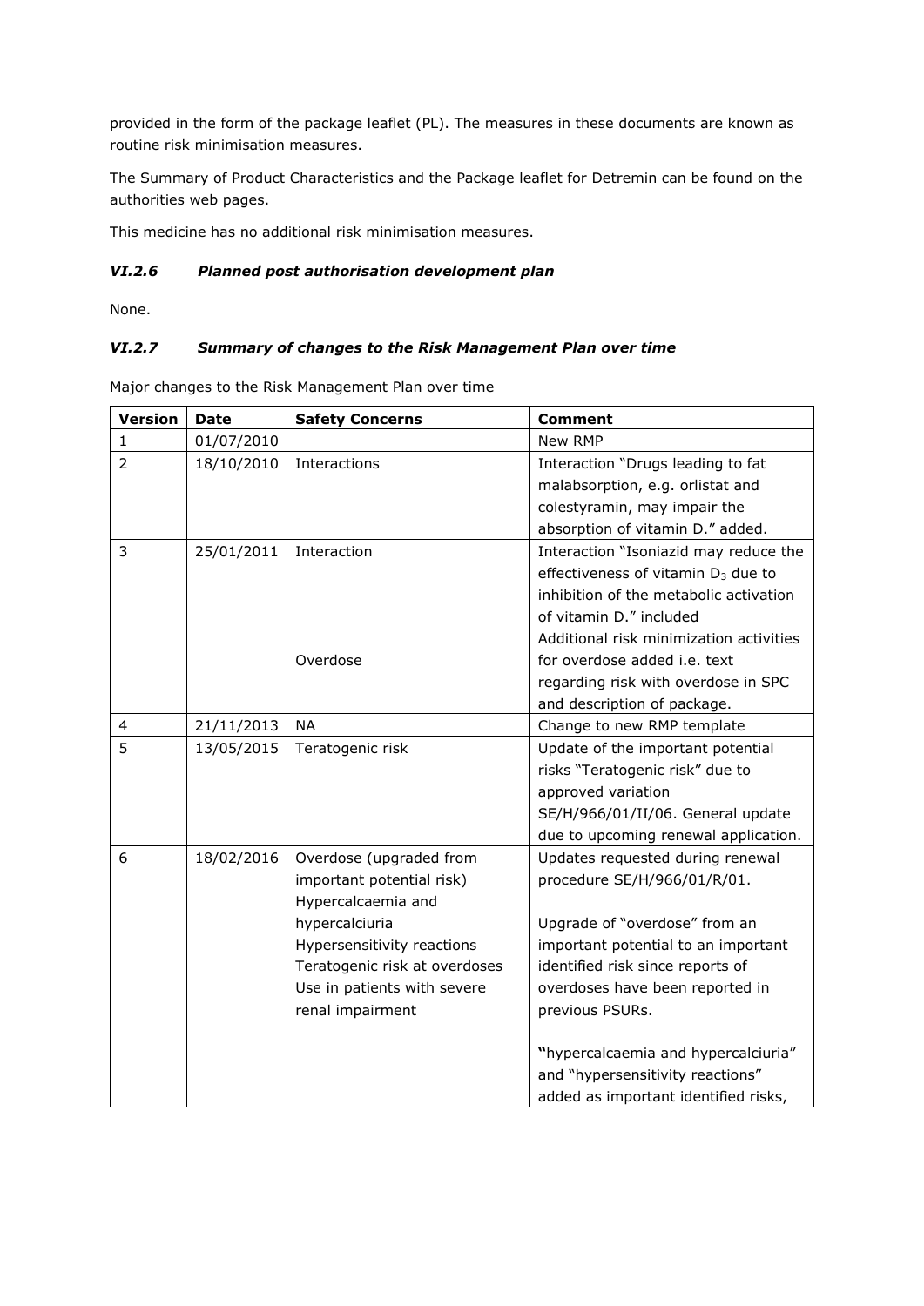provided in the form of the package leaflet (PL). The measures in these documents are known as routine risk minimisation measures.

The Summary of Product Characteristics and the Package leaflet for Detremin can be found on the authorities web pages.

This medicine has no additional risk minimisation measures.

### *VI.2.6 Planned post authorisation development plan*

None.

### *VI.2.7 Summary of changes to the Risk Management Plan over time*

Major changes to the Risk Management Plan over time

| **Version** | **Date** | **Safety Concerns** | **Comment** |
|---|---|---|---|
| 1 | 01/07/2010 | | New RMP |
| 2 | 18/10/2010 | Interactions | Interaction "Drugs leading to fat malabsorption, e.g. orlistat and colestyramin, may impair the absorption of vitamin D." added. |
| 3 | 25/01/2011 | Interaction<br><br>Overdose | Interaction "Isoniazid may reduce the effectiveness of vitamin $D_3$ due to inhibition of the metabolic activation of vitamin D." included<br>Additional risk minimization activities for overdose added i.e. text regarding risk with overdose in SPC and description of package. |
| 4 | 21/11/2013 | NA | Change to new RMP template |
| 5 | 13/05/2015 | Teratogenic risk | Update of the important potential risks "Teratogenic risk" due to approved variation SE/H/966/01/II/06. General update due to upcoming renewal application. |
| 6 | 18/02/2016 | Overdose (upgraded from important potential risk)<br>Hypercalcaemia and hypercalciuria<br>Hypersensitivity reactions<br>Teratogenic risk at overdoses<br>Use in patients with severe renal impairment | Updates requested during renewal procedure SE/H/966/01/R/01.<br><br>Upgrade of "overdose" from an important potential to an important identified risk since reports of overdoses have been reported in previous PSURs.<br><br>"hypercalcaemia and hypercalciuria" and "hypersensitivity reactions" added as important identified risks, |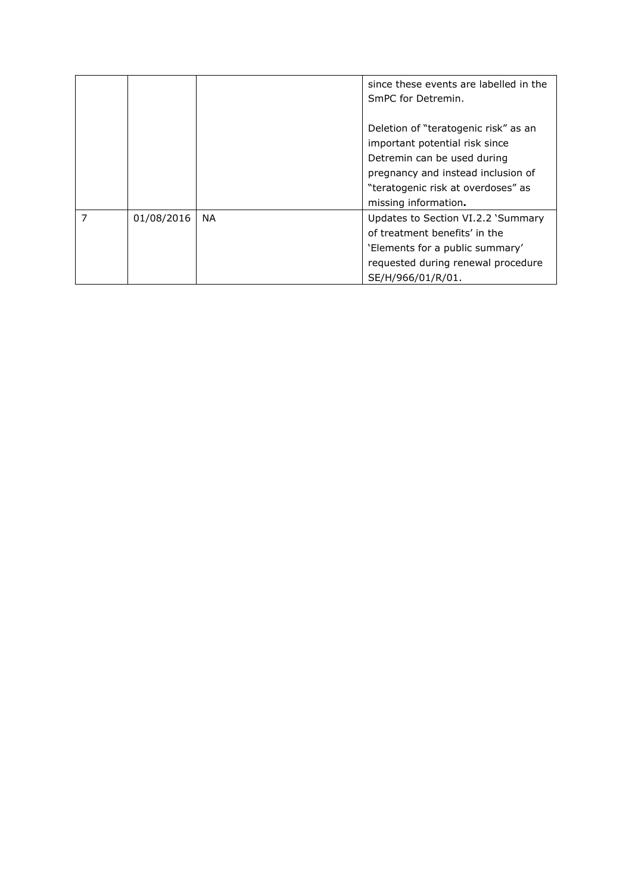| | | | |
|---|---|---|---|
| | | | since these events are labelled in the SmPC for Detremin.<br><br>Deletion of "teratogenic risk" as an important potential risk since Detremin can be used during pregnancy and instead inclusion of "teratogenic risk at overdoses" as missing information**.** |
| 7 | 01/08/2016 | NA | Updates to Section VI.2.2 'Summary of treatment benefits' in the 'Elements for a public summary' requested during renewal procedure SE/H/966/01/R/01. |